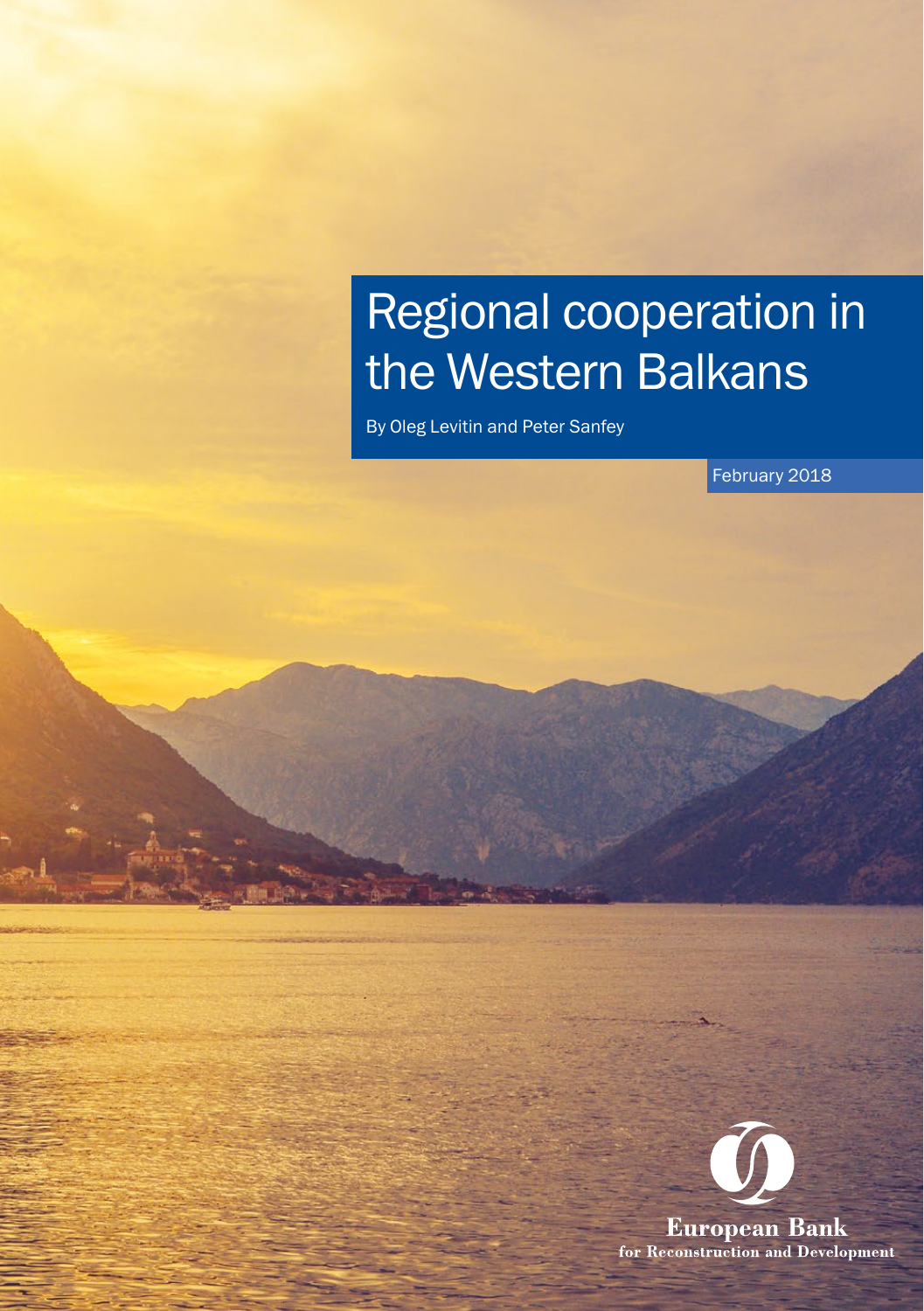# Regional cooperation in the Western Balkans

By Oleg Levitin and Peter Sanfey

February 2018

European Bank
for Reconstruction and Development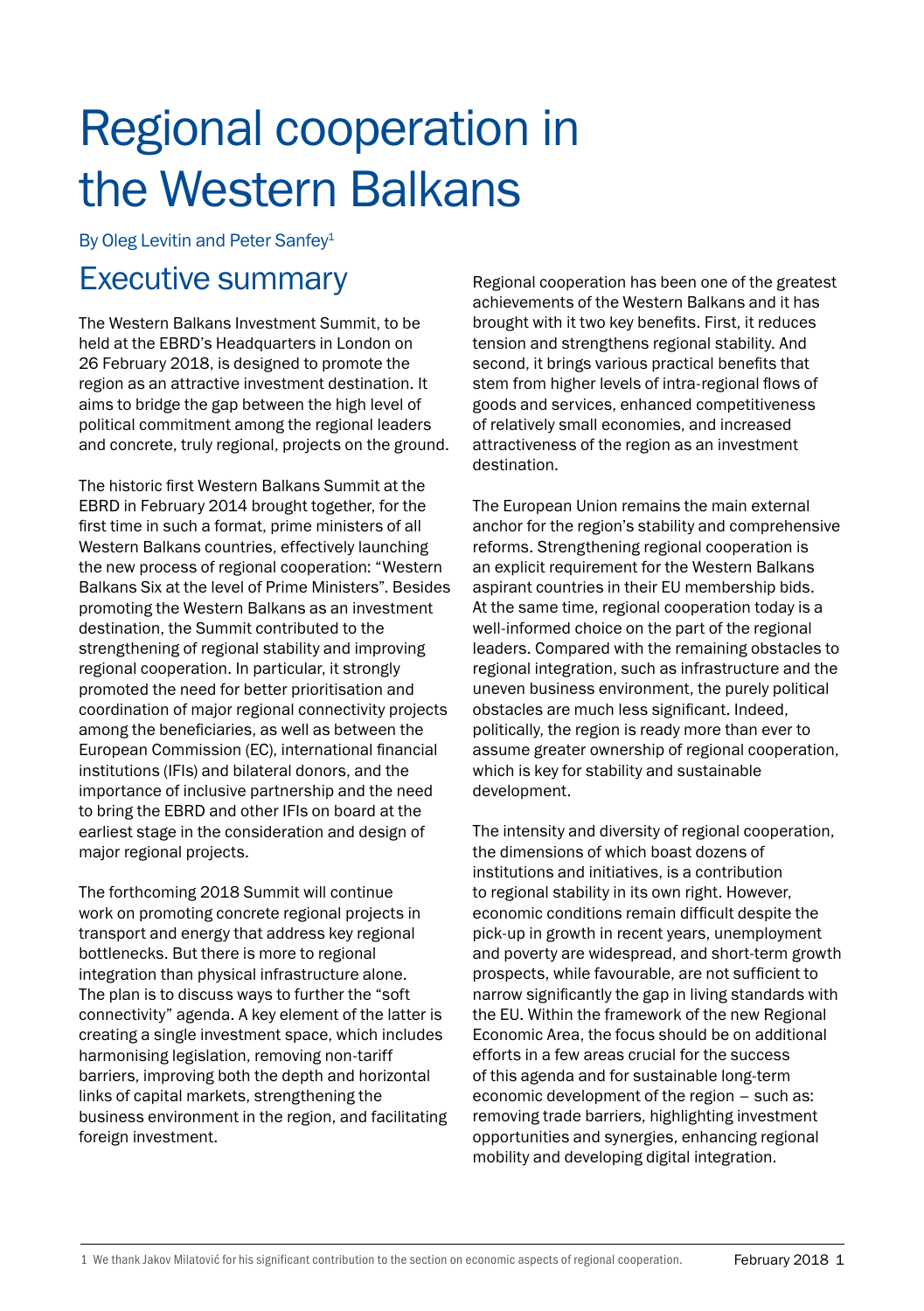# Regional cooperation in the Western Balkans

By Oleg Levitin and Peter Sanfey[1]

## Executive summary

The Western Balkans Investment Summit, to be held at the EBRD's Headquarters in London on 26 February 2018, is designed to promote the region as an attractive investment destination. It aims to bridge the gap between the high level of political commitment among the regional leaders and concrete, truly regional, projects on the ground.

The historic first Western Balkans Summit at the EBRD in February 2014 brought together, for the first time in such a format, prime ministers of all Western Balkans countries, effectively launching the new process of regional cooperation: "Western Balkans Six at the level of Prime Ministers". Besides promoting the Western Balkans as an investment destination, the Summit contributed to the strengthening of regional stability and improving regional cooperation. In particular, it strongly promoted the need for better prioritisation and coordination of major regional connectivity projects among the beneficiaries, as well as between the European Commission (EC), international financial institutions (IFIs) and bilateral donors, and the importance of inclusive partnership and the need to bring the EBRD and other IFIs on board at the earliest stage in the consideration and design of major regional projects.

The forthcoming 2018 Summit will continue work on promoting concrete regional projects in transport and energy that address key regional bottlenecks. But there is more to regional integration than physical infrastructure alone. The plan is to discuss ways to further the "soft connectivity" agenda. A key element of the latter is creating a single investment space, which includes harmonising legislation, removing non-tariff barriers, improving both the depth and horizontal links of capital markets, strengthening the business environment in the region, and facilitating foreign investment.

Regional cooperation has been one of the greatest achievements of the Western Balkans and it has brought with it two key benefits. First, it reduces tension and strengthens regional stability. And second, it brings various practical benefits that stem from higher levels of intra-regional flows of goods and services, enhanced competitiveness of relatively small economies, and increased attractiveness of the region as an investment destination.

The European Union remains the main external anchor for the region's stability and comprehensive reforms. Strengthening regional cooperation is an explicit requirement for the Western Balkans aspirant countries in their EU membership bids. At the same time, regional cooperation today is a well-informed choice on the part of the regional leaders. Compared with the remaining obstacles to regional integration, such as infrastructure and the uneven business environment, the purely political obstacles are much less significant. Indeed, politically, the region is ready more than ever to assume greater ownership of regional cooperation, which is key for stability and sustainable development.

The intensity and diversity of regional cooperation, the dimensions of which boast dozens of institutions and initiatives, is a contribution to regional stability in its own right. However, economic conditions remain difficult despite the pick-up in growth in recent years, unemployment and poverty are widespread, and short-term growth prospects, while favourable, are not sufficient to narrow significantly the gap in living standards with the EU. Within the framework of the new Regional Economic Area, the focus should be on additional efforts in a few areas crucial for the success of this agenda and for sustainable long-term economic development of the region – such as: removing trade barriers, highlighting investment opportunities and synergies, enhancing regional mobility and developing digital integration.

[1] We thank Jakov Milatović for his significant contribution to the section on economic aspects of regional cooperation.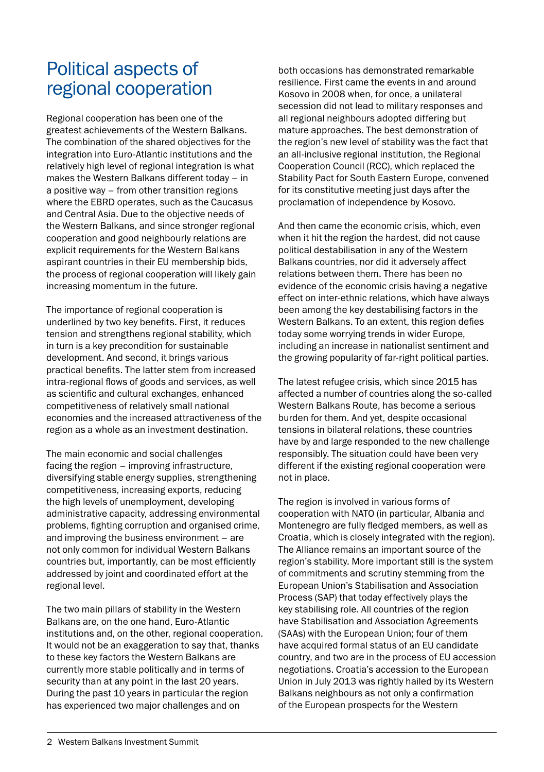# Political aspects of regional cooperation

Regional cooperation has been one of the greatest achievements of the Western Balkans. The combination of the shared objectives for the integration into Euro-Atlantic institutions and the relatively high level of regional integration is what makes the Western Balkans different today – in a positive way – from other transition regions where the EBRD operates, such as the Caucasus and Central Asia. Due to the objective needs of the Western Balkans, and since stronger regional cooperation and good neighbourly relations are explicit requirements for the Western Balkans aspirant countries in their EU membership bids, the process of regional cooperation will likely gain increasing momentum in the future.

The importance of regional cooperation is underlined by two key benefits. First, it reduces tension and strengthens regional stability, which in turn is a key precondition for sustainable development. And second, it brings various practical benefits. The latter stem from increased intra-regional flows of goods and services, as well as scientific and cultural exchanges, enhanced competitiveness of relatively small national economies and the increased attractiveness of the region as a whole as an investment destination.

The main economic and social challenges facing the region – improving infrastructure, diversifying stable energy supplies, strengthening competitiveness, increasing exports, reducing the high levels of unemployment, developing administrative capacity, addressing environmental problems, fighting corruption and organised crime, and improving the business environment – are not only common for individual Western Balkans countries but, importantly, can be most efficiently addressed by joint and coordinated effort at the regional level.

The two main pillars of stability in the Western Balkans are, on the one hand, Euro-Atlantic institutions and, on the other, regional cooperation. It would not be an exaggeration to say that, thanks to these key factors the Western Balkans are currently more stable politically and in terms of security than at any point in the last 20 years. During the past 10 years in particular the region has experienced two major challenges and on both occasions has demonstrated remarkable resilience. First came the events in and around Kosovo in 2008 when, for once, a unilateral secession did not lead to military responses and all regional neighbours adopted differing but mature approaches. The best demonstration of the region's new level of stability was the fact that an all-inclusive regional institution, the Regional Cooperation Council (RCC), which replaced the Stability Pact for South Eastern Europe, convened for its constitutive meeting just days after the proclamation of independence by Kosovo.

And then came the economic crisis, which, even when it hit the region the hardest, did not cause political destabilisation in any of the Western Balkans countries, nor did it adversely affect relations between them. There has been no evidence of the economic crisis having a negative effect on inter-ethnic relations, which have always been among the key destabilising factors in the Western Balkans. To an extent, this region defies today some worrying trends in wider Europe, including an increase in nationalist sentiment and the growing popularity of far-right political parties.

The latest refugee crisis, which since 2015 has affected a number of countries along the so-called Western Balkans Route, has become a serious burden for them. And yet, despite occasional tensions in bilateral relations, these countries have by and large responded to the new challenge responsibly. The situation could have been very different if the existing regional cooperation were not in place.

The region is involved in various forms of cooperation with NATO (in particular, Albania and Montenegro are fully fledged members, as well as Croatia, which is closely integrated with the region). The Alliance remains an important source of the region's stability. More important still is the system of commitments and scrutiny stemming from the European Union's Stabilisation and Association Process (SAP) that today effectively plays the key stabilising role. All countries of the region have Stabilisation and Association Agreements (SAAs) with the European Union; four of them have acquired formal status of an EU candidate country, and two are in the process of EU accession negotiations. Croatia's accession to the European Union in July 2013 was rightly hailed by its Western Balkans neighbours as not only a confirmation of the European prospects for the Western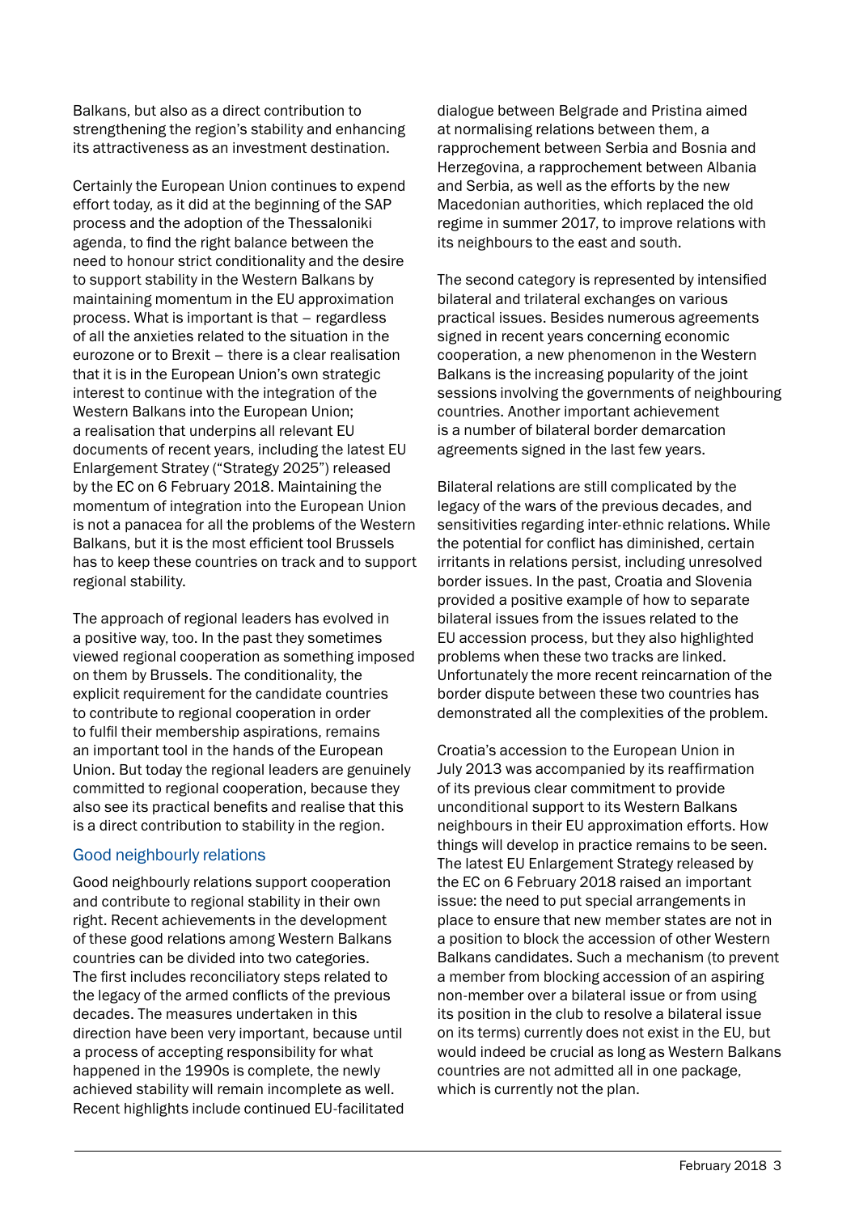Balkans, but also as a direct contribution to strengthening the region's stability and enhancing its attractiveness as an investment destination.

Certainly the European Union continues to expend effort today, as it did at the beginning of the SAP process and the adoption of the Thessaloniki agenda, to find the right balance between the need to honour strict conditionality and the desire to support stability in the Western Balkans by maintaining momentum in the EU approximation process. What is important is that – regardless of all the anxieties related to the situation in the eurozone or to Brexit – there is a clear realisation that it is in the European Union's own strategic interest to continue with the integration of the Western Balkans into the European Union; a realisation that underpins all relevant EU documents of recent years, including the latest EU Enlargement Stratey ("Strategy 2025") released by the EC on 6 February 2018. Maintaining the momentum of integration into the European Union is not a panacea for all the problems of the Western Balkans, but it is the most efficient tool Brussels has to keep these countries on track and to support regional stability.

The approach of regional leaders has evolved in a positive way, too. In the past they sometimes viewed regional cooperation as something imposed on them by Brussels. The conditionality, the explicit requirement for the candidate countries to contribute to regional cooperation in order to fulfil their membership aspirations, remains an important tool in the hands of the European Union. But today the regional leaders are genuinely committed to regional cooperation, because they also see its practical benefits and realise that this is a direct contribution to stability in the region.

## Good neighbourly relations

Good neighbourly relations support cooperation and contribute to regional stability in their own right. Recent achievements in the development of these good relations among Western Balkans countries can be divided into two categories. The first includes reconciliatory steps related to the legacy of the armed conflicts of the previous decades. The measures undertaken in this direction have been very important, because until a process of accepting responsibility for what happened in the 1990s is complete, the newly achieved stability will remain incomplete as well. Recent highlights include continued EU-facilitated dialogue between Belgrade and Pristina aimed at normalising relations between them, a rapprochement between Serbia and Bosnia and Herzegovina, a rapprochement between Albania and Serbia, as well as the efforts by the new Macedonian authorities, which replaced the old regime in summer 2017, to improve relations with its neighbours to the east and south.

The second category is represented by intensified bilateral and trilateral exchanges on various practical issues. Besides numerous agreements signed in recent years concerning economic cooperation, a new phenomenon in the Western Balkans is the increasing popularity of the joint sessions involving the governments of neighbouring countries. Another important achievement is a number of bilateral border demarcation agreements signed in the last few years.

Bilateral relations are still complicated by the legacy of the wars of the previous decades, and sensitivities regarding inter-ethnic relations. While the potential for conflict has diminished, certain irritants in relations persist, including unresolved border issues. In the past, Croatia and Slovenia provided a positive example of how to separate bilateral issues from the issues related to the EU accession process, but they also highlighted problems when these two tracks are linked. Unfortunately the more recent reincarnation of the border dispute between these two countries has demonstrated all the complexities of the problem.

Croatia's accession to the European Union in July 2013 was accompanied by its reaffirmation of its previous clear commitment to provide unconditional support to its Western Balkans neighbours in their EU approximation efforts. How things will develop in practice remains to be seen. The latest EU Enlargement Strategy released by the EC on 6 February 2018 raised an important issue: the need to put special arrangements in place to ensure that new member states are not in a position to block the accession of other Western Balkans candidates. Such a mechanism (to prevent a member from blocking accession of an aspiring non-member over a bilateral issue or from using its position in the club to resolve a bilateral issue on its terms) currently does not exist in the EU, but would indeed be crucial as long as Western Balkans countries are not admitted all in one package, which is currently not the plan.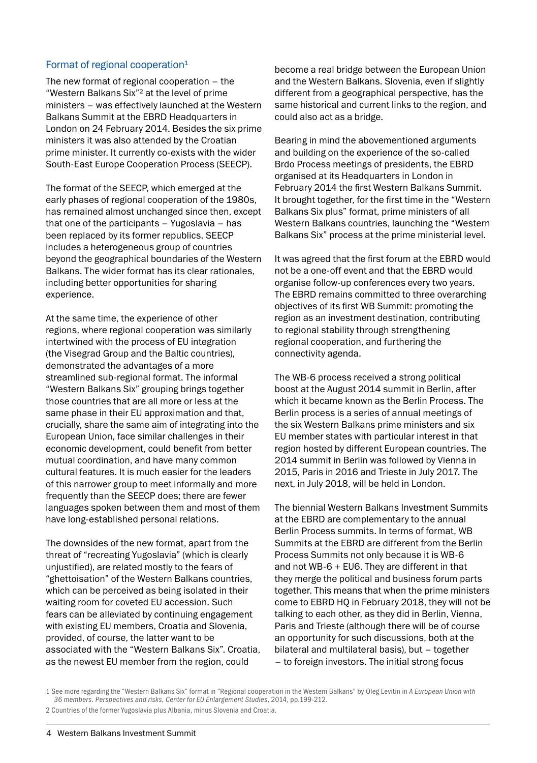## Format of regional cooperation[1]

The new format of regional cooperation – the "Western Balkans Six"[2] at the level of prime ministers – was effectively launched at the Western Balkans Summit at the EBRD Headquarters in London on 24 February 2014. Besides the six prime ministers it was also attended by the Croatian prime minister. It currently co-exists with the wider South-East Europe Cooperation Process (SEECP).

The format of the SEECP, which emerged at the early phases of regional cooperation of the 1980s, has remained almost unchanged since then, except that one of the participants – Yugoslavia – has been replaced by its former republics. SEECP includes a heterogeneous group of countries beyond the geographical boundaries of the Western Balkans. The wider format has its clear rationales, including better opportunities for sharing experience.

At the same time, the experience of other regions, where regional cooperation was similarly intertwined with the process of EU integration (the Visegrad Group and the Baltic countries), demonstrated the advantages of a more streamlined sub-regional format. The informal "Western Balkans Six" grouping brings together those countries that are all more or less at the same phase in their EU approximation and that, crucially, share the same aim of integrating into the European Union, face similar challenges in their economic development, could benefit from better mutual coordination, and have many common cultural features. It is much easier for the leaders of this narrower group to meet informally and more frequently than the SEECP does; there are fewer languages spoken between them and most of them have long-established personal relations.

The downsides of the new format, apart from the threat of "recreating Yugoslavia" (which is clearly unjustified), are related mostly to the fears of "ghettoisation" of the Western Balkans countries, which can be perceived as being isolated in their waiting room for coveted EU accession. Such fears can be alleviated by continuing engagement with existing EU members, Croatia and Slovenia, provided, of course, the latter want to be associated with the "Western Balkans Six". Croatia, as the newest EU member from the region, could become a real bridge between the European Union and the Western Balkans. Slovenia, even if slightly different from a geographical perspective, has the same historical and current links to the region, and could also act as a bridge.

Bearing in mind the abovementioned arguments and building on the experience of the so-called Brdo Process meetings of presidents, the EBRD organised at its Headquarters in London in February 2014 the first Western Balkans Summit. It brought together, for the first time in the "Western Balkans Six plus" format, prime ministers of all Western Balkans countries, launching the "Western Balkans Six" process at the prime ministerial level.

It was agreed that the first forum at the EBRD would not be a one-off event and that the EBRD would organise follow-up conferences every two years. The EBRD remains committed to three overarching objectives of its first WB Summit: promoting the region as an investment destination, contributing to regional stability through strengthening regional cooperation, and furthering the connectivity agenda.

The WB-6 process received a strong political boost at the August 2014 summit in Berlin, after which it became known as the Berlin Process. The Berlin process is a series of annual meetings of the six Western Balkans prime ministers and six EU member states with particular interest in that region hosted by different European countries. The 2014 summit in Berlin was followed by Vienna in 2015, Paris in 2016 and Trieste in July 2017. The next, in July 2018, will be held in London.

The biennial Western Balkans Investment Summits at the EBRD are complementary to the annual Berlin Process summits. In terms of format, WB Summits at the EBRD are different from the Berlin Process Summits not only because it is WB-6 and not WB-6 + EU6. They are different in that they merge the political and business forum parts together. This means that when the prime ministers come to EBRD HQ in February 2018, they will not be talking to each other, as they did in Berlin, Vienna, Paris and Trieste (although there will be of course an opportunity for such discussions, both at the bilateral and multilateral basis), but – together – to foreign investors. The initial strong focus

[1] See more regarding the "Western Balkans Six" format in "Regional cooperation in the Western Balkans" by Oleg Levitin in *A European Union with 36 members. Perspectives and risks, Center for EU Enlargement Studies*, 2014, pp.199-212.

[2] Countries of the former Yugoslavia plus Albania, minus Slovenia and Croatia.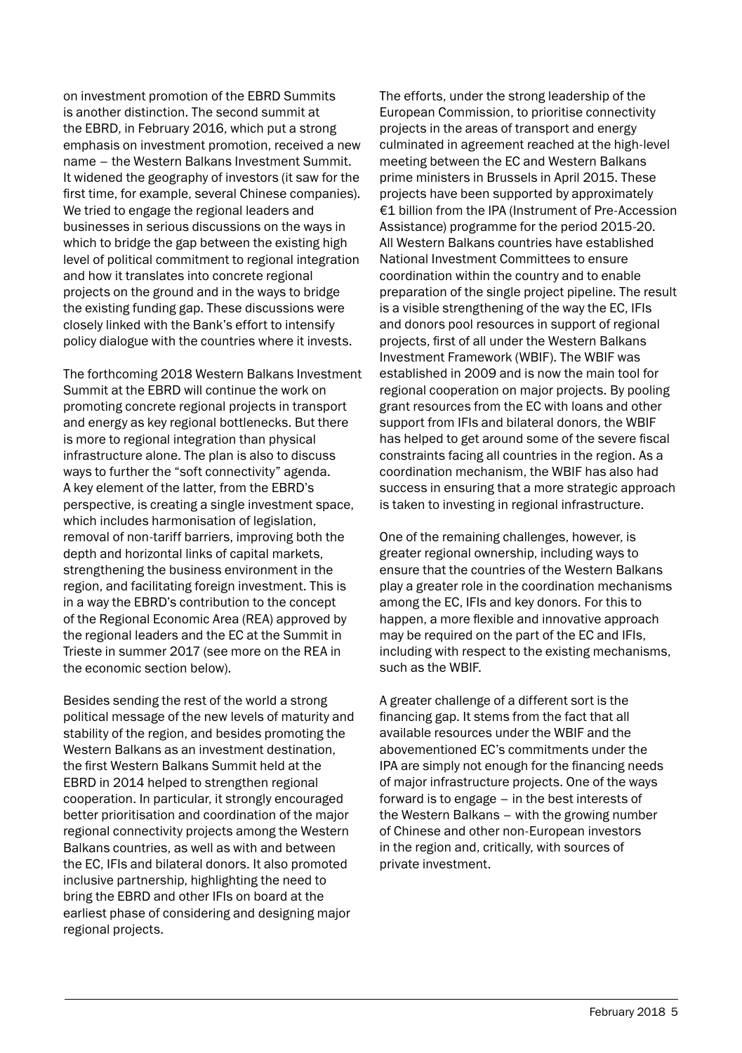on investment promotion of the EBRD Summits is another distinction. The second summit at the EBRD, in February 2016, which put a strong emphasis on investment promotion, received a new name – the Western Balkans Investment Summit. It widened the geography of investors (it saw for the first time, for example, several Chinese companies). We tried to engage the regional leaders and businesses in serious discussions on the ways in which to bridge the gap between the existing high level of political commitment to regional integration and how it translates into concrete regional projects on the ground and in the ways to bridge the existing funding gap. These discussions were closely linked with the Bank's effort to intensify policy dialogue with the countries where it invests.

The forthcoming 2018 Western Balkans Investment Summit at the EBRD will continue the work on promoting concrete regional projects in transport and energy as key regional bottlenecks. But there is more to regional integration than physical infrastructure alone. The plan is also to discuss ways to further the "soft connectivity" agenda. A key element of the latter, from the EBRD's perspective, is creating a single investment space, which includes harmonisation of legislation, removal of non-tariff barriers, improving both the depth and horizontal links of capital markets, strengthening the business environment in the region, and facilitating foreign investment. This is in a way the EBRD's contribution to the concept of the Regional Economic Area (REA) approved by the regional leaders and the EC at the Summit in Trieste in summer 2017 (see more on the REA in the economic section below).

Besides sending the rest of the world a strong political message of the new levels of maturity and stability of the region, and besides promoting the Western Balkans as an investment destination, the first Western Balkans Summit held at the EBRD in 2014 helped to strengthen regional cooperation. In particular, it strongly encouraged better prioritisation and coordination of the major regional connectivity projects among the Western Balkans countries, as well as with and between the EC, IFIs and bilateral donors. It also promoted inclusive partnership, highlighting the need to bring the EBRD and other IFIs on board at the earliest phase of considering and designing major regional projects.

The efforts, under the strong leadership of the European Commission, to prioritise connectivity projects in the areas of transport and energy culminated in agreement reached at the high-level meeting between the EC and Western Balkans prime ministers in Brussels in April 2015. These projects have been supported by approximately €1 billion from the IPA (Instrument of Pre-Accession Assistance) programme for the period 2015-20. All Western Balkans countries have established National Investment Committees to ensure coordination within the country and to enable preparation of the single project pipeline. The result is a visible strengthening of the way the EC, IFIs and donors pool resources in support of regional projects, first of all under the Western Balkans Investment Framework (WBIF). The WBIF was established in 2009 and is now the main tool for regional cooperation on major projects. By pooling grant resources from the EC with loans and other support from IFIs and bilateral donors, the WBIF has helped to get around some of the severe fiscal constraints facing all countries in the region. As a coordination mechanism, the WBIF has also had success in ensuring that a more strategic approach is taken to investing in regional infrastructure.

One of the remaining challenges, however, is greater regional ownership, including ways to ensure that the countries of the Western Balkans play a greater role in the coordination mechanisms among the EC, IFIs and key donors. For this to happen, a more flexible and innovative approach may be required on the part of the EC and IFIs, including with respect to the existing mechanisms, such as the WBIF.

A greater challenge of a different sort is the financing gap. It stems from the fact that all available resources under the WBIF and the abovementioned EC's commitments under the IPA are simply not enough for the financing needs of major infrastructure projects. One of the ways forward is to engage – in the best interests of the Western Balkans – with the growing number of Chinese and other non-European investors in the region and, critically, with sources of private investment.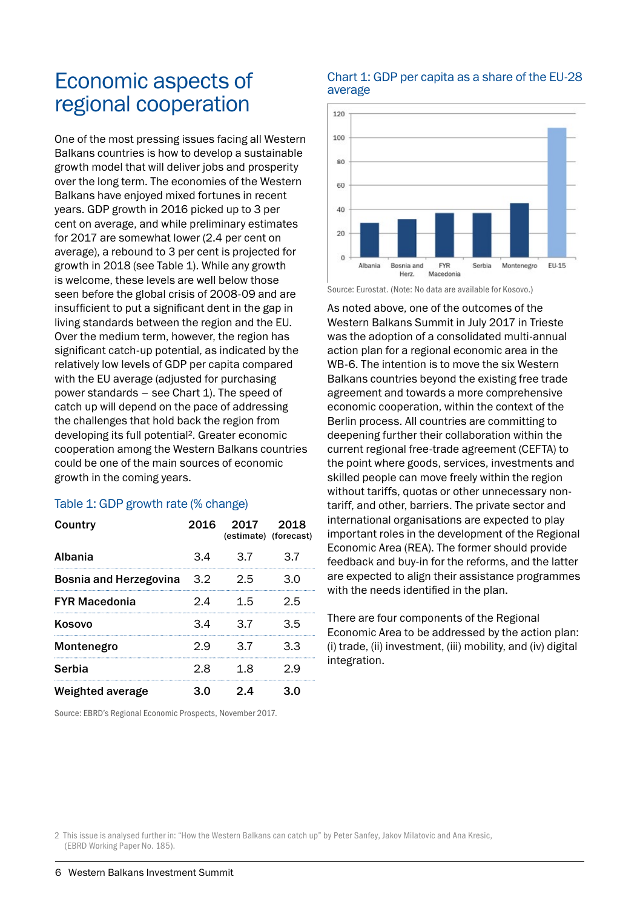# Economic aspects of regional cooperation

One of the most pressing issues facing all Western Balkans countries is how to develop a sustainable growth model that will deliver jobs and prosperity over the long term. The economies of the Western Balkans have enjoyed mixed fortunes in recent years. GDP growth in 2016 picked up to 3 per cent on average, and while preliminary estimates for 2017 are somewhat lower (2.4 per cent on average), a rebound to 3 per cent is projected for growth in 2018 (see Table 1). While any growth is welcome, these levels are well below those seen before the global crisis of 2008-09 and are insufficient to put a significant dent in the gap in living standards between the region and the EU. Over the medium term, however, the region has significant catch-up potential, as indicated by the relatively low levels of GDP per capita compared with the EU average (adjusted for purchasing power standards – see Chart 1). The speed of catch up will depend on the pace of addressing the challenges that hold back the region from developing its full potential[2]. Greater economic cooperation among the Western Balkans countries could be one of the main sources of economic growth in the coming years.

### Table 1: GDP growth rate (% change)

| Country | 2016 | 2017 (estimate) | 2018 (forecast) |
|---|---|---|---|
| Albania | 3.4 | 3.7 | 3.7 |
| Bosnia and Herzegovina | 3.2 | 2.5 | 3.0 |
| FYR Macedonia | 2.4 | 1.5 | 2.5 |
| Kosovo | 3.4 | 3.7 | 3.5 |
| Montenegro | 2.9 | 3.7 | 3.3 |
| Serbia | 2.8 | 1.8 | 2.9 |
| **Weighted average** | **3.0** | **2.4** | **3.0** |

Source: EBRD's Regional Economic Prospects, November 2017.

### Chart 1: GDP per capita as a share of the EU-28 average

Source: Eurostat. (Note: No data are available for Kosovo.)

As noted above, one of the outcomes of the Western Balkans Summit in July 2017 in Trieste was the adoption of a consolidated multi-annual action plan for a regional economic area in the WB-6. The intention is to move the six Western Balkans countries beyond the existing free trade agreement and towards a more comprehensive economic cooperation, within the context of the Berlin process. All countries are committing to deepening further their collaboration within the current regional free-trade agreement (CEFTA) to the point where goods, services, investments and skilled people can move freely within the region without tariffs, quotas or other unnecessary non-tariff, and other, barriers. The private sector and international organisations are expected to play important roles in the development of the Regional Economic Area (REA). The former should provide feedback and buy-in for the reforms, and the latter are expected to align their assistance programmes with the needs identified in the plan.

There are four components of the Regional Economic Area to be addressed by the action plan: (i) trade, (ii) investment, (iii) mobility, and (iv) digital integration.

2 This issue is analysed further in: "How the Western Balkans can catch up" by Peter Sanfey, Jakov Milatovic and Ana Kresic, (EBRD Working Paper No. 185).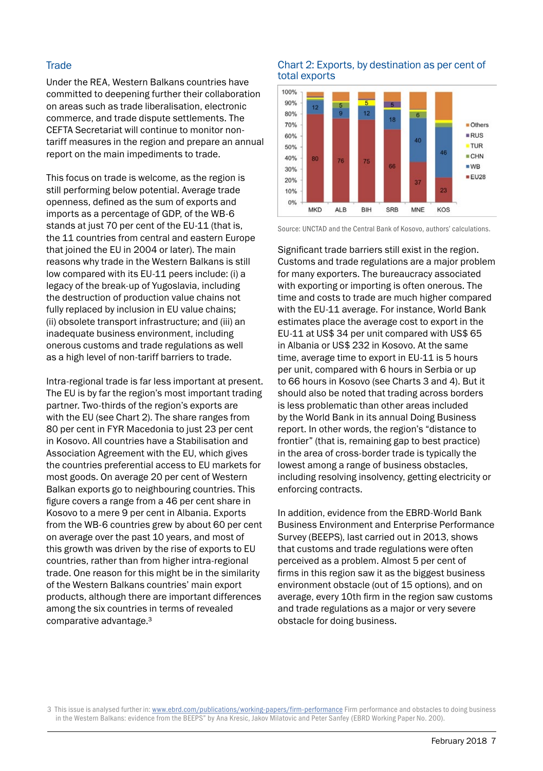## Trade

Under the REA, Western Balkans countries have committed to deepening further their collaboration on areas such as trade liberalisation, electronic commerce, and trade dispute settlements. The CEFTA Secretariat will continue to monitor non-tariff measures in the region and prepare an annual report on the main impediments to trade.

This focus on trade is welcome, as the region is still performing below potential. Average trade openness, defined as the sum of exports and imports as a percentage of GDP, of the WB-6 stands at just 70 per cent of the EU-11 (that is, the 11 countries from central and eastern Europe that joined the EU in 2004 or later). The main reasons why trade in the Western Balkans is still low compared with its EU-11 peers include: (i) a legacy of the break-up of Yugoslavia, including the destruction of production value chains not fully replaced by inclusion in EU value chains; (ii) obsolete transport infrastructure; and (iii) an inadequate business environment, including onerous customs and trade regulations as well as a high level of non-tariff barriers to trade.

Intra-regional trade is far less important at present. The EU is by far the region's most important trading partner. Two-thirds of the region's exports are with the EU (see Chart 2). The share ranges from 80 per cent in FYR Macedonia to just 23 per cent in Kosovo. All countries have a Stabilisation and Association Agreement with the EU, which gives the countries preferential access to EU markets for most goods. On average 20 per cent of Western Balkan exports go to neighbouring countries. This figure covers a range from a 46 per cent share in Kosovo to a mere 9 per cent in Albania. Exports from the WB-6 countries grew by about 60 per cent on average over the past 10 years, and most of this growth was driven by the rise of exports to EU countries, rather than from higher intra-regional trade. One reason for this might be in the similarity of the Western Balkans countries' main export products, although there are important differences among the six countries in terms of revealed comparative advantage.[3]

### Chart 2: Exports, by destination as per cent of total exports

| | MKD | ALB | BIH | SRB | MNE | KOS |
|---|---|---|---|---|---|---|
| EU28 | 80 | 76 | 75 | 66 | 37 | 23 |
| WB | 12 | 9 | 12 | 18 | 40 | 46 |
| CHN | | 5 | | | 6 | |
| TUR | | | 5 | | | |
| RUS | | | | 5 | | |
| Others | | | | | | |

Source: UNCTAD and the Central Bank of Kosovo, authors' calculations.

Significant trade barriers still exist in the region. Customs and trade regulations are a major problem for many exporters. The bureaucracy associated with exporting or importing is often onerous. The time and costs to trade are much higher compared with the EU-11 average. For instance, World Bank estimates place the average cost to export in the EU-11 at US$ 34 per unit compared with US$ 65 in Albania or US$ 232 in Kosovo. At the same time, average time to export in EU-11 is 5 hours per unit, compared with 6 hours in Serbia or up to 66 hours in Kosovo (see Charts 3 and 4). But it should also be noted that trading across borders is less problematic than other areas included by the World Bank in its annual Doing Business report. In other words, the region's "distance to frontier" (that is, remaining gap to best practice) in the area of cross-border trade is typically the lowest among a range of business obstacles, including resolving insolvency, getting electricity or enforcing contracts.

In addition, evidence from the EBRD-World Bank Business Environment and Enterprise Performance Survey (BEEPS), last carried out in 2013, shows that customs and trade regulations were often perceived as a problem. Almost 5 per cent of firms in this region saw it as the biggest business environment obstacle (out of 15 options), and on average, every 10th firm in the region saw customs and trade regulations as a major or very severe obstacle for doing business.

[3] This issue is analysed further in: www.ebrd.com/publications/working-papers/firm-performance Firm performance and obstacles to doing business in the Western Balkans: evidence from the BEEPS" by Ana Kresic, Jakov Milatovic and Peter Sanfey (EBRD Working Paper No. 200).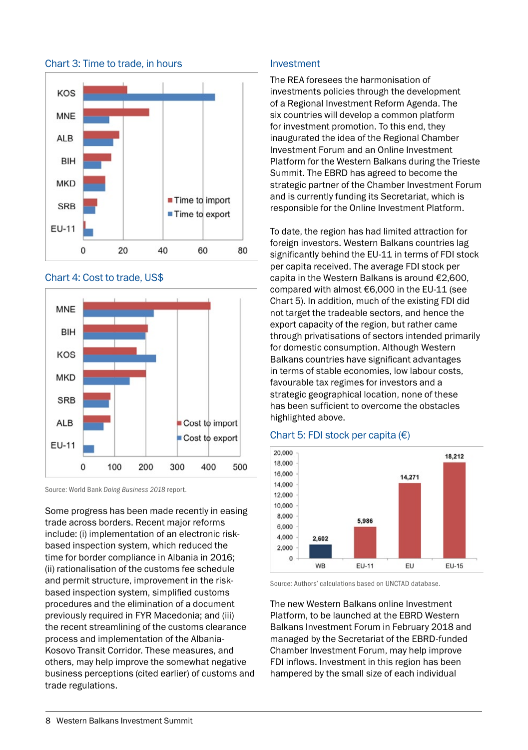### Chart 3: Time to trade, in hours

### Chart 4: Cost to trade, US$

Source: World Bank *Doing Business 2018* report.

Some progress has been made recently in easing trade across borders. Recent major reforms include: (i) implementation of an electronic risk-based inspection system, which reduced the time for border compliance in Albania in 2016; (ii) rationalisation of the customs fee schedule and permit structure, improvement in the risk-based inspection system, simplified customs procedures and the elimination of a document previously required in FYR Macedonia; and (iii) the recent streamlining of the customs clearance process and implementation of the Albania-Kosovo Transit Corridor. These measures, and others, may help improve the somewhat negative business perceptions (cited earlier) of customs and trade regulations.

## Investment

The REA foresees the harmonisation of investments policies through the development of a Regional Investment Reform Agenda. The six countries will develop a common platform for investment promotion. To this end, they inaugurated the idea of the Regional Chamber Investment Forum and an Online Investment Platform for the Western Balkans during the Trieste Summit. The EBRD has agreed to become the strategic partner of the Chamber Investment Forum and is currently funding its Secretariat, which is responsible for the Online Investment Platform.

To date, the region has had limited attraction for foreign investors. Western Balkans countries lag significantly behind the EU-11 in terms of FDI stock per capita received. The average FDI stock per capita in the Western Balkans is around €2,600, compared with almost €6,000 in the EU-11 (see Chart 5). In addition, much of the existing FDI did not target the tradeable sectors, and hence the export capacity of the region, but rather came through privatisations of sectors intended primarily for domestic consumption. Although Western Balkans countries have significant advantages in terms of stable economies, low labour costs, favourable tax regimes for investors and a strategic geographical location, none of these has been sufficient to overcome the obstacles highlighted above.

### Chart 5: FDI stock per capita (€)

| | WB | EU-11 | EU | EU-15 |
|---|---|---|---|---|
| FDI stock per capita (€) | 2,602 | 5,986 | 14,271 | 18,212 |

Source: Authors' calculations based on UNCTAD database.

The new Western Balkans online Investment Platform, to be launched at the EBRD Western Balkans Investment Forum in February 2018 and managed by the Secretariat of the EBRD-funded Chamber Investment Forum, may help improve FDI inflows. Investment in this region has been hampered by the small size of each individual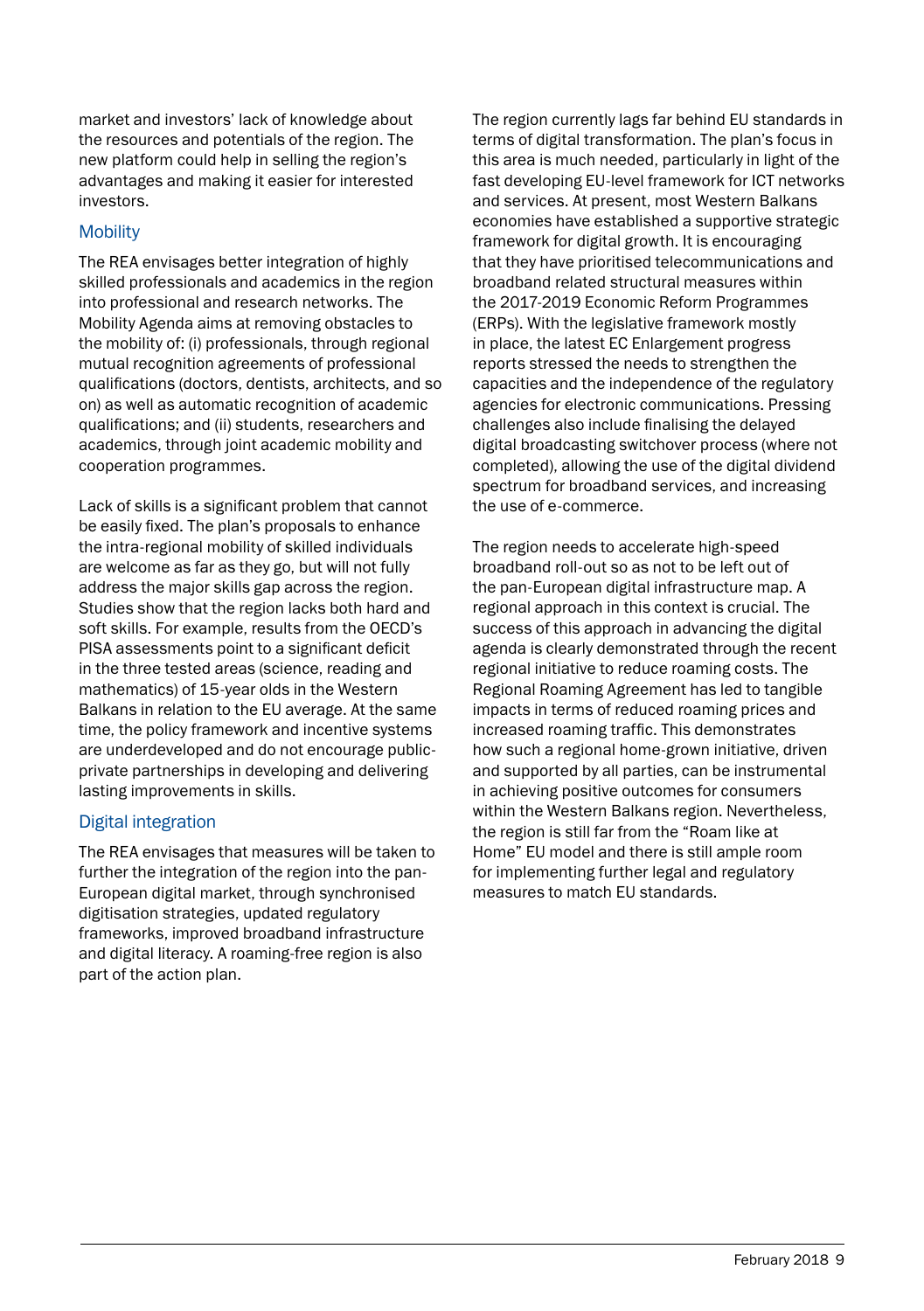market and investors' lack of knowledge about the resources and potentials of the region. The new platform could help in selling the region's advantages and making it easier for interested investors.

### Mobility

The REA envisages better integration of highly skilled professionals and academics in the region into professional and research networks. The Mobility Agenda aims at removing obstacles to the mobility of: (i) professionals, through regional mutual recognition agreements of professional qualifications (doctors, dentists, architects, and so on) as well as automatic recognition of academic qualifications; and (ii) students, researchers and academics, through joint academic mobility and cooperation programmes.

Lack of skills is a significant problem that cannot be easily fixed. The plan's proposals to enhance the intra-regional mobility of skilled individuals are welcome as far as they go, but will not fully address the major skills gap across the region. Studies show that the region lacks both hard and soft skills. For example, results from the OECD's PISA assessments point to a significant deficit in the three tested areas (science, reading and mathematics) of 15-year olds in the Western Balkans in relation to the EU average. At the same time, the policy framework and incentive systems are underdeveloped and do not encourage public-private partnerships in developing and delivering lasting improvements in skills.

### Digital integration

The REA envisages that measures will be taken to further the integration of the region into the pan-European digital market, through synchronised digitisation strategies, updated regulatory frameworks, improved broadband infrastructure and digital literacy. A roaming-free region is also part of the action plan.

The region currently lags far behind EU standards in terms of digital transformation. The plan's focus in this area is much needed, particularly in light of the fast developing EU-level framework for ICT networks and services. At present, most Western Balkans economies have established a supportive strategic framework for digital growth. It is encouraging that they have prioritised telecommunications and broadband related structural measures within the 2017-2019 Economic Reform Programmes (ERPs). With the legislative framework mostly in place, the latest EC Enlargement progress reports stressed the needs to strengthen the capacities and the independence of the regulatory agencies for electronic communications. Pressing challenges also include finalising the delayed digital broadcasting switchover process (where not completed), allowing the use of the digital dividend spectrum for broadband services, and increasing the use of e-commerce.

The region needs to accelerate high-speed broadband roll-out so as not to be left out of the pan-European digital infrastructure map. A regional approach in this context is crucial. The success of this approach in advancing the digital agenda is clearly demonstrated through the recent regional initiative to reduce roaming costs. The Regional Roaming Agreement has led to tangible impacts in terms of reduced roaming prices and increased roaming traffic. This demonstrates how such a regional home-grown initiative, driven and supported by all parties, can be instrumental in achieving positive outcomes for consumers within the Western Balkans region. Nevertheless, the region is still far from the "Roam like at Home" EU model and there is still ample room for implementing further legal and regulatory measures to match EU standards.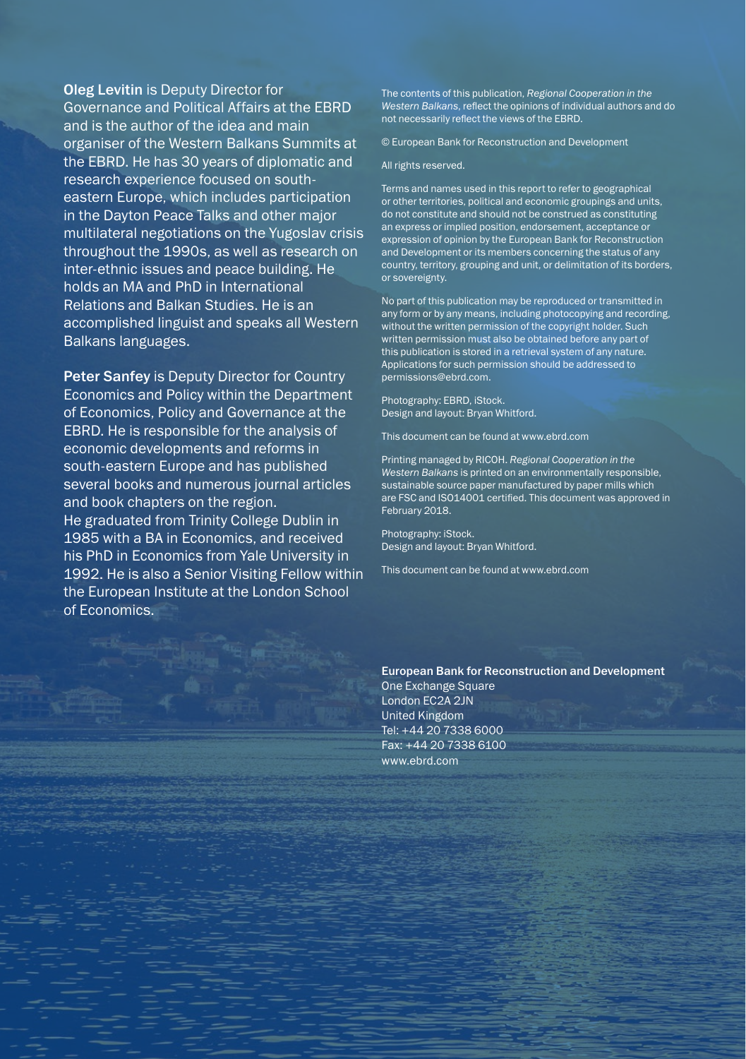**Oleg Levitin** is Deputy Director for Governance and Political Affairs at the EBRD and is the author of the idea and main organiser of the Western Balkans Summits at the EBRD. He has 30 years of diplomatic and research experience focused on south-eastern Europe, which includes participation in the Dayton Peace Talks and other major multilateral negotiations on the Yugoslav crisis throughout the 1990s, as well as research on inter-ethnic issues and peace building. He holds an MA and PhD in International Relations and Balkan Studies. He is an accomplished linguist and speaks all Western Balkans languages.

**Peter Sanfey** is Deputy Director for Country Economics and Policy within the Department of Economics, Policy and Governance at the EBRD. He is responsible for the analysis of economic developments and reforms in south-eastern Europe and has published several books and numerous journal articles and book chapters on the region. He graduated from Trinity College Dublin in 1985 with a BA in Economics, and received his PhD in Economics from Yale University in 1992. He is also a Senior Visiting Fellow within the European Institute at the London School of Economics.

The contents of this publication, *Regional Cooperation in the Western Balkans*, reflect the opinions of individual authors and do not necessarily reflect the views of the EBRD.

© European Bank for Reconstruction and Development

All rights reserved.

Terms and names used in this report to refer to geographical or other territories, political and economic groupings and units, do not constitute and should not be construed as constituting an express or implied position, endorsement, acceptance or expression of opinion by the European Bank for Reconstruction and Development or its members concerning the status of any country, territory, grouping and unit, or delimitation of its borders, or sovereignty.

No part of this publication may be reproduced or transmitted in any form or by any means, including photocopying and recording, without the written permission of the copyright holder. Such written permission must also be obtained before any part of this publication is stored in a retrieval system of any nature. Applications for such permission should be addressed to permissions@ebrd.com.

Photography: EBRD, iStock.
Design and layout: Bryan Whitford.

This document can be found at www.ebrd.com

Printing managed by RICOH. *Regional Cooperation in the Western Balkans* is printed on an environmentally responsible, sustainable source paper manufactured by paper mills which are FSC and ISO14001 certified. This document was approved in February 2018.

Photography: iStock.
Design and layout: Bryan Whitford.

This document can be found at www.ebrd.com

**European Bank for Reconstruction and Development**
One Exchange Square
London EC2A 2JN
United Kingdom
Tel: +44 20 7338 6000
Fax: +44 20 7338 6100
www.ebrd.com